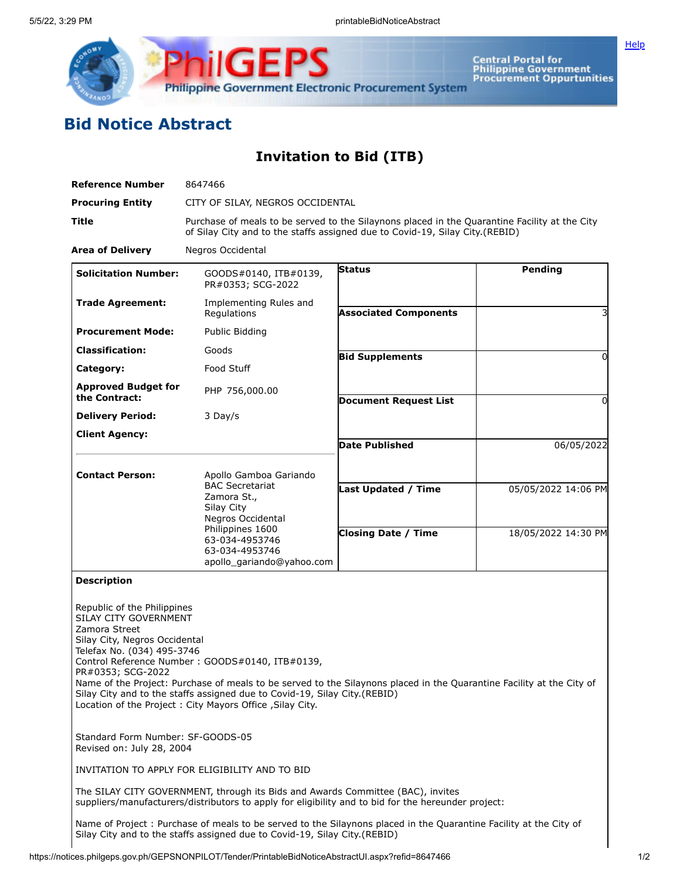## Bid Notice Abstract

### Invitation to Bid (ITB)

| | |
|---|---|
| **Reference Number** | 8647466 |
| **Procuring Entity** | CITY OF SILAY, NEGROS OCCIDENTAL |
| **Title** | Purchase of meals to be served to the Silaynons placed in the Quarantine Facility at the City of Silay City and to the staffs assigned due to Covid-19, Silay City.(REBID) |
| **Area of Delivery** | Negros Occidental |

| | | | |
|---|---|---|---|
| **Solicitation Number:** | GOODS#0140, ITB#0139, PR#0353; SCG-2022 | **Status** | Pending |
| **Trade Agreement:** | Implementing Rules and Regulations | **Associated Components** | 3 |
| **Procurement Mode:** | Public Bidding | **Bid Supplements** | 0 |
| **Classification:** | Goods | **Document Request List** | 0 |
| **Category:** | Food Stuff | **Date Published** | 06/05/2022 |
| **Approved Budget for the Contract:** | PHP 756,000.00 | **Last Updated / Time** | 05/05/2022 14:06 PM |
| **Delivery Period:** | 3 Day/s | **Closing Date / Time** | 18/05/2022 14:30 PM |
| **Client Agency:** | | | |
| **Contact Person:** | Apollo Gamboa Gariando<br>BAC Secretariat<br>Zamora St.,<br>Silay City<br>Negros Occidental<br>Philippines 1600<br>63-034-4953746<br>63-034-4953746<br>apollo_gariando@yahoo.com | | |

**Description**

Republic of the Philippines
SILAY CITY GOVERNMENT
Zamora Street
Silay City, Negros Occidental
Telefax No. (034) 495-3746
Control Reference Number : GOODS#0140, ITB#0139,
PR#0353; SCG-2022
Name of the Project: Purchase of meals to be served to the Silaynons placed in the Quarantine Facility at the City of Silay City and to the staffs assigned due to Covid-19, Silay City.(REBID)
Location of the Project : City Mayors Office ,Silay City.

Standard Form Number: SF-GOODS-05
Revised on: July 28, 2004

INVITATION TO APPLY FOR ELIGIBILITY AND TO BID

The SILAY CITY GOVERNMENT, through its Bids and Awards Committee (BAC), invites suppliers/manufacturers/distributors to apply for eligibility and to bid for the hereunder project:

Name of Project : Purchase of meals to be served to the Silaynons placed in the Quarantine Facility at the City of Silay City and to the staffs assigned due to Covid-19, Silay City.(REBID)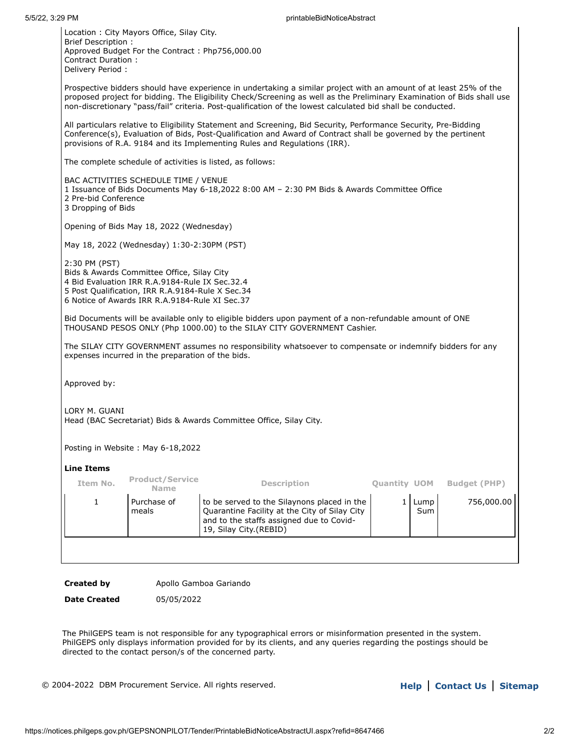Location : City Mayors Office, Silay City.
Brief Description :
Approved Budget For the Contract : Php756,000.00
Contract Duration :
Delivery Period :

Prospective bidders should have experience in undertaking a similar project with an amount of at least 25% of the proposed project for bidding. The Eligibility Check/Screening as well as the Preliminary Examination of Bids shall use non-discretionary "pass/fail" criteria. Post-qualification of the lowest calculated bid shall be conducted.

All particulars relative to Eligibility Statement and Screening, Bid Security, Performance Security, Pre-Bidding Conference(s), Evaluation of Bids, Post-Qualification and Award of Contract shall be governed by the pertinent provisions of R.A. 9184 and its Implementing Rules and Regulations (IRR).

The complete schedule of activities is listed, as follows:

BAC ACTIVITIES SCHEDULE TIME / VENUE
1 Issuance of Bids Documents May 6-18,2022 8:00 AM – 2:30 PM Bids & Awards Committee Office
2 Pre-bid Conference
3 Dropping of Bids

Opening of Bids May 18, 2022 (Wednesday)

May 18, 2022 (Wednesday) 1:30-2:30PM (PST)

2:30 PM (PST)
Bids & Awards Committee Office, Silay City
4 Bid Evaluation IRR R.A.9184-Rule IX Sec.32.4
5 Post Qualification, IRR R.A.9184-Rule X Sec.34
6 Notice of Awards IRR R.A.9184-Rule XI Sec.37

Bid Documents will be available only to eligible bidders upon payment of a non-refundable amount of ONE THOUSAND PESOS ONLY (Php 1000.00) to the SILAY CITY GOVERNMENT Cashier.

The SILAY CITY GOVERNMENT assumes no responsibility whatsoever to compensate or indemnify bidders for any expenses incurred in the preparation of the bids.

Approved by:

LORY M. GUANI
Head (BAC Secretariat) Bids & Awards Committee Office, Silay City.

Posting in Website : May 6-18,2022

**Line Items**

| Item No. | Product/Service Name | Description | Quantity | UOM | Budget (PHP) |
|---|---|---|---|---|---|
| 1 | Purchase of meals | to be served to the Silaynons placed in the Quarantine Facility at the City of Silay City and to the staffs assigned due to Covid-19, Silay City.(REBID) | 1 | Lump Sum | 756,000.00 |

**Created by** Apollo Gamboa Gariando

**Date Created** 05/05/2022

The PhilGEPS team is not responsible for any typographical errors or misinformation presented in the system. PhilGEPS only displays information provided for by its clients, and any queries regarding the postings should be directed to the contact person/s of the concerned party.

© 2004-2022 DBM Procurement Service. All rights reserved.

**Help** | **Contact Us** | **Sitemap**